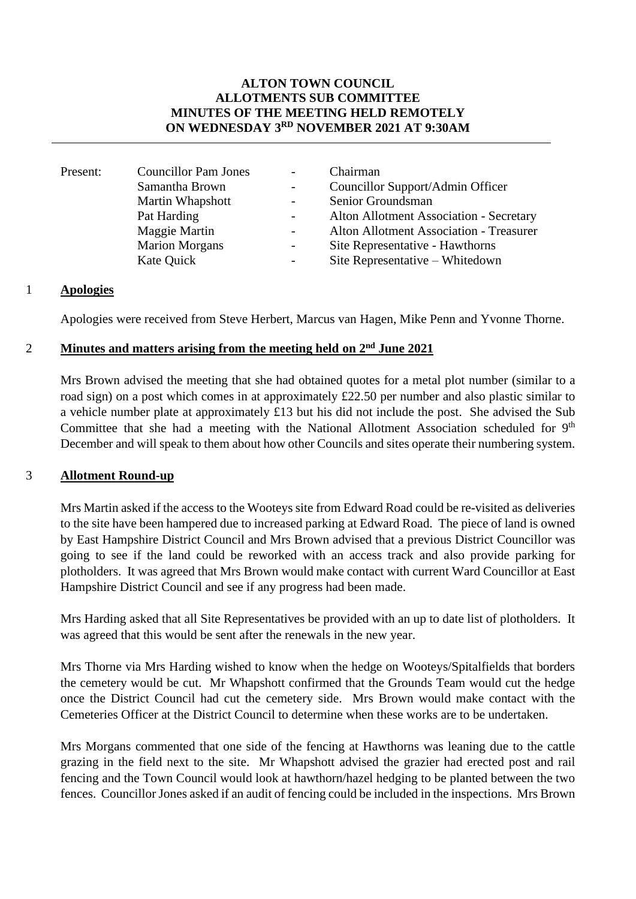**ALTON TOWN COUNCIL**
**ALLOTMENTS SUB COMMITTEE**
**MINUTES OF THE MEETING HELD REMOTELY**
**ON WEDNESDAY 3RD NOVEMBER 2021 AT 9:30AM**

---

| Present: | | | |
|---|---|---|---|
| | Councillor Pam Jones | - | Chairman |
| | Samantha Brown | - | Councillor Support/Admin Officer |
| | Martin Whapshott | - | Senior Groundsman |
| | Pat Harding | - | Alton Allotment Association - Secretary |
| | Maggie Martin | - | Alton Allotment Association - Treasurer |
| | Marion Morgans | - | Site Representative - Hawthorns |
| | Kate Quick | - | Site Representative – Whitedown |

## 1 Apologies

Apologies were received from Steve Herbert, Marcus van Hagen, Mike Penn and Yvonne Thorne.

## 2 Minutes and matters arising from the meeting held on 2nd June 2021

Mrs Brown advised the meeting that she had obtained quotes for a metal plot number (similar to a road sign) on a post which comes in at approximately £22.50 per number and also plastic similar to a vehicle number plate at approximately £13 but his did not include the post. She advised the Sub Committee that she had a meeting with the National Allotment Association scheduled for 9th December and will speak to them about how other Councils and sites operate their numbering system.

## 3 Allotment Round-up

Mrs Martin asked if the access to the Wooteys site from Edward Road could be re-visited as deliveries to the site have been hampered due to increased parking at Edward Road. The piece of land is owned by East Hampshire District Council and Mrs Brown advised that a previous District Councillor was going to see if the land could be reworked with an access track and also provide parking for plotholders. It was agreed that Mrs Brown would make contact with current Ward Councillor at East Hampshire District Council and see if any progress had been made.

Mrs Harding asked that all Site Representatives be provided with an up to date list of plotholders. It was agreed that this would be sent after the renewals in the new year.

Mrs Thorne via Mrs Harding wished to know when the hedge on Wooteys/Spitalfields that borders the cemetery would be cut. Mr Whapshott confirmed that the Grounds Team would cut the hedge once the District Council had cut the cemetery side. Mrs Brown would make contact with the Cemeteries Officer at the District Council to determine when these works are to be undertaken.

Mrs Morgans commented that one side of the fencing at Hawthorns was leaning due to the cattle grazing in the field next to the site. Mr Whapshott advised the grazier had erected post and rail fencing and the Town Council would look at hawthorn/hazel hedging to be planted between the two fences. Councillor Jones asked if an audit of fencing could be included in the inspections. Mrs Brown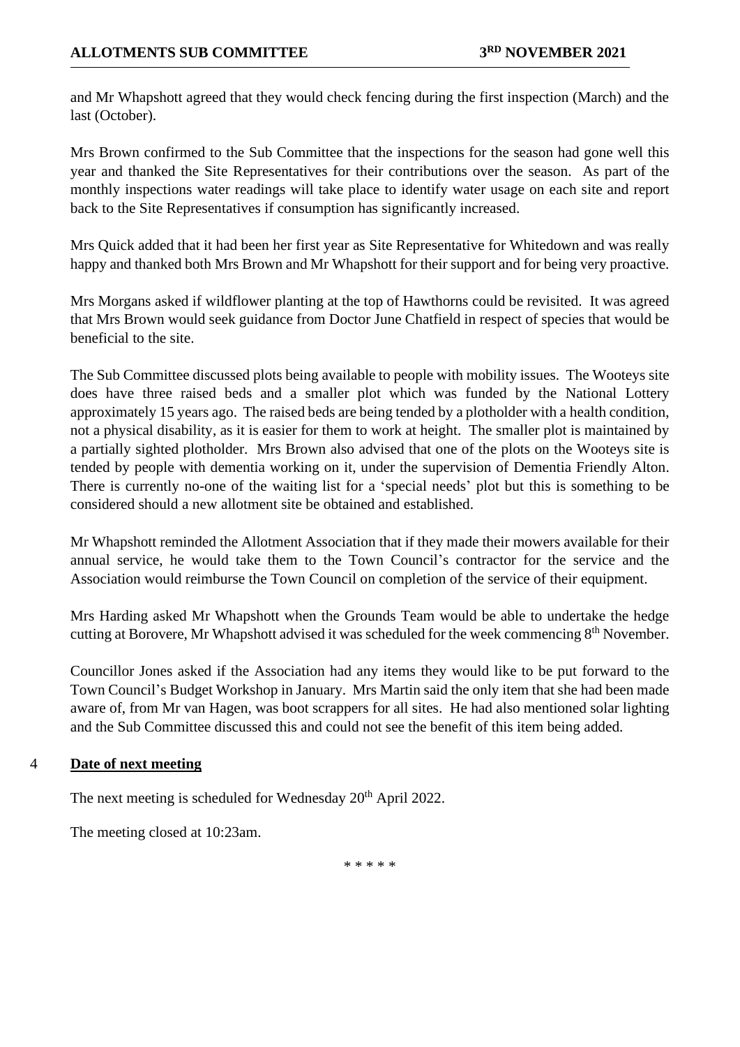and Mr Whapshott agreed that they would check fencing during the first inspection (March) and the last (October).

Mrs Brown confirmed to the Sub Committee that the inspections for the season had gone well this year and thanked the Site Representatives for their contributions over the season. As part of the monthly inspections water readings will take place to identify water usage on each site and report back to the Site Representatives if consumption has significantly increased.

Mrs Quick added that it had been her first year as Site Representative for Whitedown and was really happy and thanked both Mrs Brown and Mr Whapshott for their support and for being very proactive.

Mrs Morgans asked if wildflower planting at the top of Hawthorns could be revisited. It was agreed that Mrs Brown would seek guidance from Doctor June Chatfield in respect of species that would be beneficial to the site.

The Sub Committee discussed plots being available to people with mobility issues. The Wooteys site does have three raised beds and a smaller plot which was funded by the National Lottery approximately 15 years ago. The raised beds are being tended by a plotholder with a health condition, not a physical disability, as it is easier for them to work at height. The smaller plot is maintained by a partially sighted plotholder. Mrs Brown also advised that one of the plots on the Wooteys site is tended by people with dementia working on it, under the supervision of Dementia Friendly Alton. There is currently no-one of the waiting list for a 'special needs' plot but this is something to be considered should a new allotment site be obtained and established.

Mr Whapshott reminded the Allotment Association that if they made their mowers available for their annual service, he would take them to the Town Council's contractor for the service and the Association would reimburse the Town Council on completion of the service of their equipment.

Mrs Harding asked Mr Whapshott when the Grounds Team would be able to undertake the hedge cutting at Borovere, Mr Whapshott advised it was scheduled for the week commencing 8th November.

Councillor Jones asked if the Association had any items they would like to be put forward to the Town Council's Budget Workshop in January. Mrs Martin said the only item that she had been made aware of, from Mr van Hagen, was boot scrappers for all sites. He had also mentioned solar lighting and the Sub Committee discussed this and could not see the benefit of this item being added.

## 4 **Date of next meeting**

The next meeting is scheduled for Wednesday 20th April 2022.

The meeting closed at 10:23am.

\* \* \* \* \*